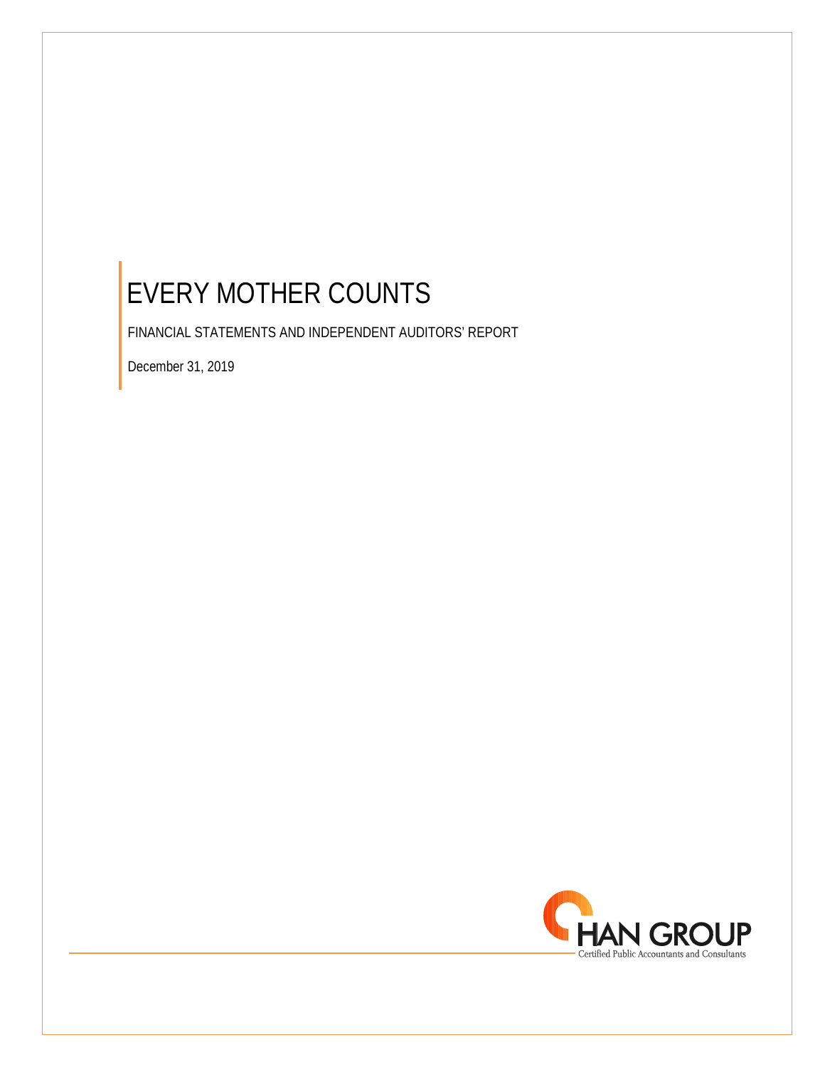# EVERY MOTHER COUNTS

FINANCIAL STATEMENTS AND INDEPENDENT AUDITORS' REPORT

December 31, 2019

CHAN GROUP
Certified Public Accountants and Consultants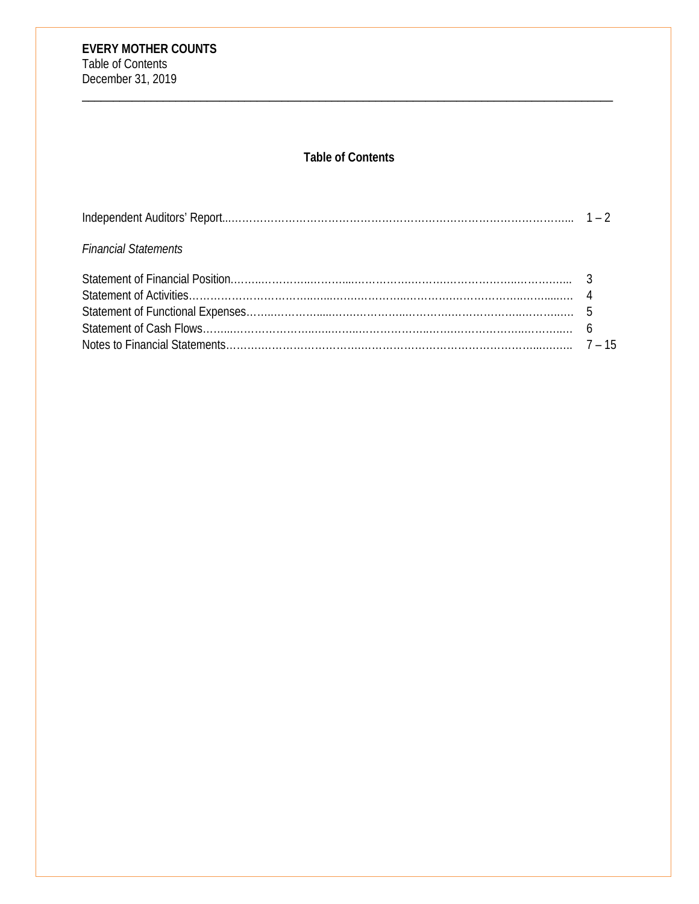**EVERY MOTHER COUNTS**
Table of Contents
December 31, 2019

## Table of Contents

| | |
|---|---|
| Independent Auditors' Report | 1 – 2 |
| *Financial Statements* | |
| Statement of Financial Position | 3 |
| Statement of Activities | 4 |
| Statement of Functional Expenses | 5 |
| Statement of Cash Flows | 6 |
| Notes to Financial Statements | 7 – 15 |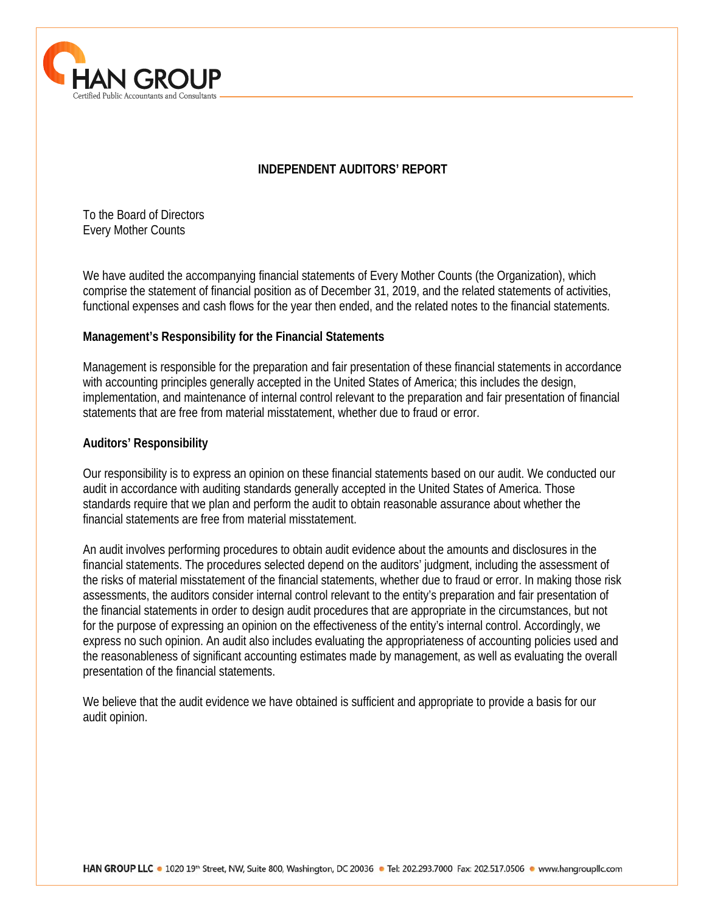# INDEPENDENT AUDITORS' REPORT

To the Board of Directors
Every Mother Counts

We have audited the accompanying financial statements of Every Mother Counts (the Organization), which comprise the statement of financial position as of December 31, 2019, and the related statements of activities, functional expenses and cash flows for the year then ended, and the related notes to the financial statements.

## Management's Responsibility for the Financial Statements

Management is responsible for the preparation and fair presentation of these financial statements in accordance with accounting principles generally accepted in the United States of America; this includes the design, implementation, and maintenance of internal control relevant to the preparation and fair presentation of financial statements that are free from material misstatement, whether due to fraud or error.

## Auditors' Responsibility

Our responsibility is to express an opinion on these financial statements based on our audit. We conducted our audit in accordance with auditing standards generally accepted in the United States of America. Those standards require that we plan and perform the audit to obtain reasonable assurance about whether the financial statements are free from material misstatement.

An audit involves performing procedures to obtain audit evidence about the amounts and disclosures in the financial statements. The procedures selected depend on the auditors' judgment, including the assessment of the risks of material misstatement of the financial statements, whether due to fraud or error. In making those risk assessments, the auditors consider internal control relevant to the entity's preparation and fair presentation of the financial statements in order to design audit procedures that are appropriate in the circumstances, but not for the purpose of expressing an opinion on the effectiveness of the entity's internal control. Accordingly, we express no such opinion. An audit also includes evaluating the appropriateness of accounting policies used and the reasonableness of significant accounting estimates made by management, as well as evaluating the overall presentation of the financial statements.

We believe that the audit evidence we have obtained is sufficient and appropriate to provide a basis for our audit opinion.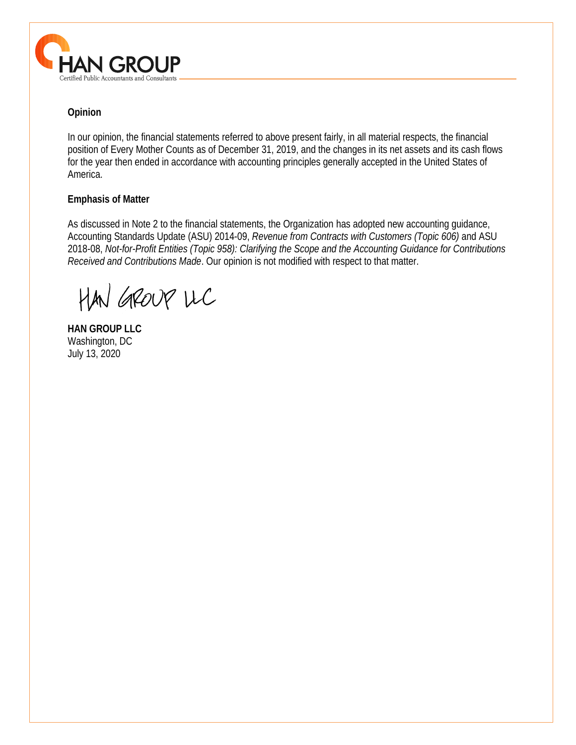### Opinion

In our opinion, the financial statements referred to above present fairly, in all material respects, the financial position of Every Mother Counts as of December 31, 2019, and the changes in its net assets and its cash flows for the year then ended in accordance with accounting principles generally accepted in the United States of America.

### Emphasis of Matter

As discussed in Note 2 to the financial statements, the Organization has adopted new accounting guidance, Accounting Standards Update (ASU) 2014-09, *Revenue from Contracts with Customers (Topic 606)* and ASU 2018-08, *Not-for-Profit Entities (Topic 958): Clarifying the Scope and the Accounting Guidance for Contributions Received and Contributions Made*. Our opinion is not modified with respect to that matter.

HAN GROUP LLC

**HAN GROUP LLC**
Washington, DC
July 13, 2020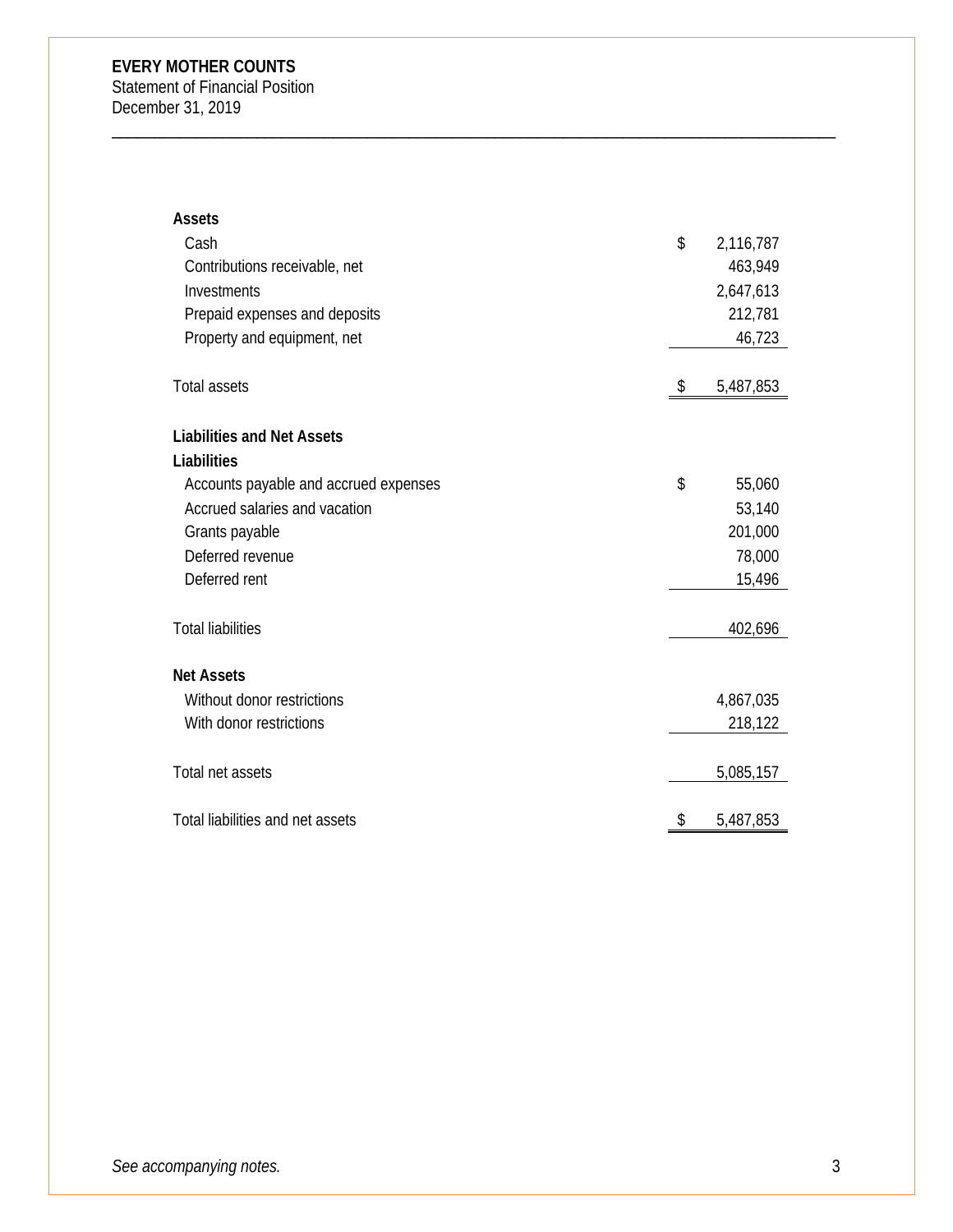**EVERY MOTHER COUNTS**
Statement of Financial Position
December 31, 2019

| | |
|---|---|
| **Assets** | |
| Cash | $ 2,116,787 |
| Contributions receivable, net | 463,949 |
| Investments | 2,647,613 |
| Prepaid expenses and deposits | 212,781 |
| Property and equipment, net | 46,723 |
| Total assets | $ 5,487,853 |
| **Liabilities and Net Assets** | |
| **Liabilities** | |
| Accounts payable and accrued expenses | $ 55,060 |
| Accrued salaries and vacation | 53,140 |
| Grants payable | 201,000 |
| Deferred revenue | 78,000 |
| Deferred rent | 15,496 |
| Total liabilities | 402,696 |
| **Net Assets** | |
| Without donor restrictions | 4,867,035 |
| With donor restrictions | 218,122 |
| Total net assets | 5,085,157 |
| Total liabilities and net assets | $ 5,487,853 |

*See accompanying notes.*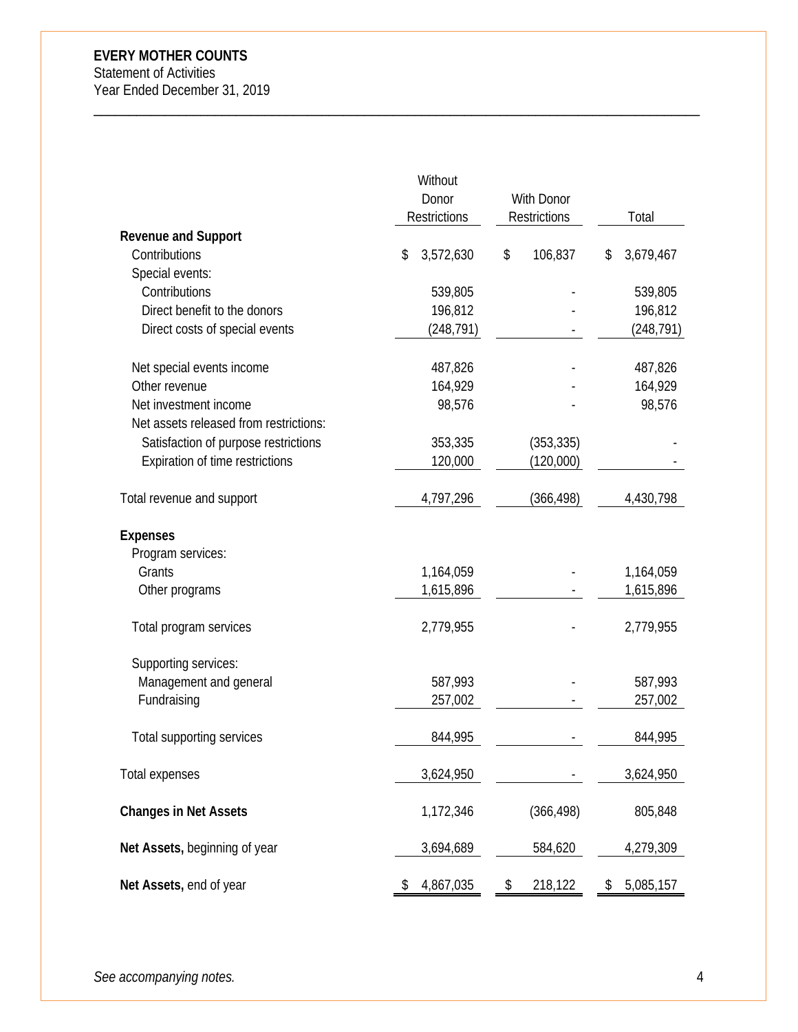**EVERY MOTHER COUNTS**
Statement of Activities
Year Ended December 31, 2019

| | Without Donor Restrictions | With Donor Restrictions | Total |
|---|---|---|---|
| **Revenue and Support** | | | |
| Contributions | $ 3,572,630 | $ 106,837 | $ 3,679,467 |
| Special events: | | | |
| Contributions | 539,805 | - | 539,805 |
| Direct benefit to the donors | 196,812 | - | 196,812 |
| Direct costs of special events | (248,791) | - | (248,791) |
| Net special events income | 487,826 | - | 487,826 |
| Other revenue | 164,929 | - | 164,929 |
| Net investment income | 98,576 | - | 98,576 |
| Net assets released from restrictions: | | | |
| Satisfaction of purpose restrictions | 353,335 | (353,335) | - |
| Expiration of time restrictions | 120,000 | (120,000) | - |
| Total revenue and support | 4,797,296 | (366,498) | 4,430,798 |
| **Expenses** | | | |
| Program services: | | | |
| Grants | 1,164,059 | - | 1,164,059 |
| Other programs | 1,615,896 | - | 1,615,896 |
| Total program services | 2,779,955 | - | 2,779,955 |
| Supporting services: | | | |
| Management and general | 587,993 | - | 587,993 |
| Fundraising | 257,002 | - | 257,002 |
| Total supporting services | 844,995 | - | 844,995 |
| Total expenses | 3,624,950 | - | 3,624,950 |
| **Changes in Net Assets** | 1,172,346 | (366,498) | 805,848 |
| **Net Assets,** beginning of year | 3,694,689 | 584,620 | 4,279,309 |
| **Net Assets,** end of year | $ 4,867,035 | $ 218,122 | $ 5,085,157 |

*See accompanying notes.*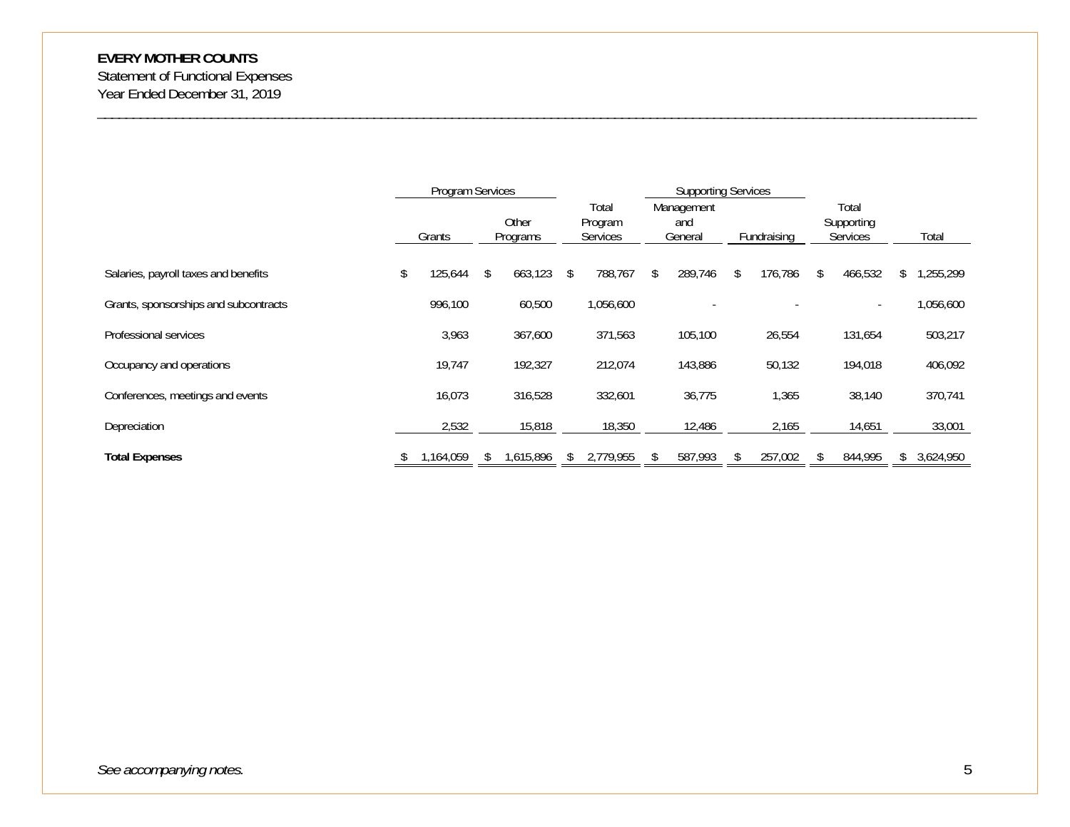**EVERY MOTHER COUNTS**

Statement of Functional Expenses

Year Ended December 31, 2019

| | Program Services | | | Supporting Services | | | |
|---|---|---|---|---|---|---|---|
| | Grants | Other Programs | Total Program Services | Management and General | Fundraising | Total Supporting Services | Total |
| Salaries, payroll taxes and benefits | $ 125,644 | $ 663,123 | $ 788,767 | $ 289,746 | $ 176,786 | $ 466,532 | $ 1,255,299 |
| Grants, sponsorships and subcontracts | 996,100 | 60,500 | 1,056,600 | - | - | - | 1,056,600 |
| Professional services | 3,963 | 367,600 | 371,563 | 105,100 | 26,554 | 131,654 | 503,217 |
| Occupancy and operations | 19,747 | 192,327 | 212,074 | 143,886 | 50,132 | 194,018 | 406,092 |
| Conferences, meetings and events | 16,073 | 316,528 | 332,601 | 36,775 | 1,365 | 38,140 | 370,741 |
| Depreciation | 2,532 | 15,818 | 18,350 | 12,486 | 2,165 | 14,651 | 33,001 |
| **Total Expenses** | $ 1,164,059 | $ 1,615,896 | $ 2,779,955 | $ 587,993 | $ 257,002 | $ 844,995 | $ 3,624,950 |

*See accompanying notes.*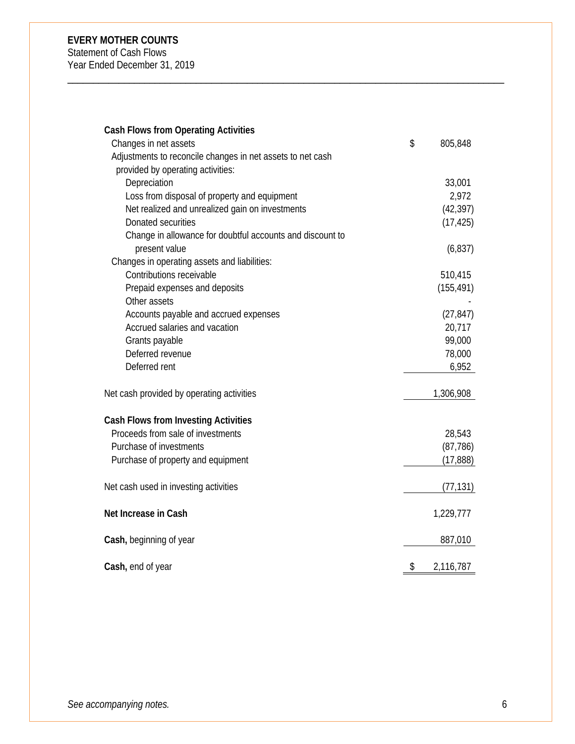**EVERY MOTHER COUNTS**
Statement of Cash Flows
Year Ended December 31, 2019

| | |
|---|---|
| **Cash Flows from Operating Activities** | |
| Changes in net assets | $ 805,848 |
| Adjustments to reconcile changes in net assets to net cash provided by operating activities: | |
| Depreciation | 33,001 |
| Loss from disposal of property and equipment | 2,972 |
| Net realized and unrealized gain on investments | (42,397) |
| Donated securities | (17,425) |
| Change in allowance for doubtful accounts and discount to present value | (6,837) |
| Changes in operating assets and liabilities: | |
| Contributions receivable | 510,415 |
| Prepaid expenses and deposits | (155,491) |
| Other assets | - |
| Accounts payable and accrued expenses | (27,847) |
| Accrued salaries and vacation | 20,717 |
| Grants payable | 99,000 |
| Deferred revenue | 78,000 |
| Deferred rent | 6,952 |
| Net cash provided by operating activities | 1,306,908 |
| **Cash Flows from Investing Activities** | |
| Proceeds from sale of investments | 28,543 |
| Purchase of investments | (87,786) |
| Purchase of property and equipment | (17,888) |
| Net cash used in investing activities | (77,131) |
| **Net Increase in Cash** | 1,229,777 |
| **Cash,** beginning of year | 887,010 |
| **Cash,** end of year | $ 2,116,787 |

*See accompanying notes.*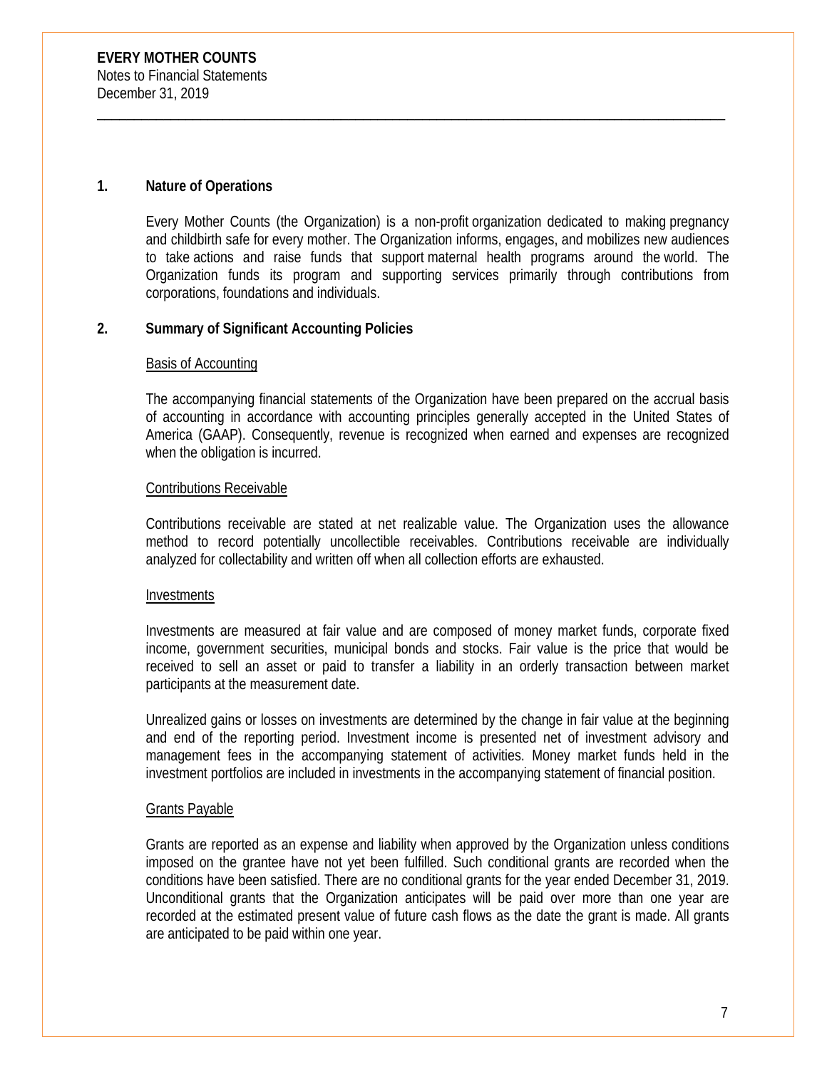**EVERY MOTHER COUNTS**
Notes to Financial Statements
December 31, 2019

## 1. Nature of Operations

Every Mother Counts (the Organization) is a non-profit organization dedicated to making pregnancy and childbirth safe for every mother. The Organization informs, engages, and mobilizes new audiences to take actions and raise funds that support maternal health programs around the world. The Organization funds its program and supporting services primarily through contributions from corporations, foundations and individuals.

## 2. Summary of Significant Accounting Policies

### Basis of Accounting

The accompanying financial statements of the Organization have been prepared on the accrual basis of accounting in accordance with accounting principles generally accepted in the United States of America (GAAP). Consequently, revenue is recognized when earned and expenses are recognized when the obligation is incurred.

### Contributions Receivable

Contributions receivable are stated at net realizable value. The Organization uses the allowance method to record potentially uncollectible receivables. Contributions receivable are individually analyzed for collectability and written off when all collection efforts are exhausted.

### Investments

Investments are measured at fair value and are composed of money market funds, corporate fixed income, government securities, municipal bonds and stocks. Fair value is the price that would be received to sell an asset or paid to transfer a liability in an orderly transaction between market participants at the measurement date.

Unrealized gains or losses on investments are determined by the change in fair value at the beginning and end of the reporting period. Investment income is presented net of investment advisory and management fees in the accompanying statement of activities. Money market funds held in the investment portfolios are included in investments in the accompanying statement of financial position.

### Grants Payable

Grants are reported as an expense and liability when approved by the Organization unless conditions imposed on the grantee have not yet been fulfilled. Such conditional grants are recorded when the conditions have been satisfied. There are no conditional grants for the year ended December 31, 2019. Unconditional grants that the Organization anticipates will be paid over more than one year are recorded at the estimated present value of future cash flows as the date the grant is made. All grants are anticipated to be paid within one year.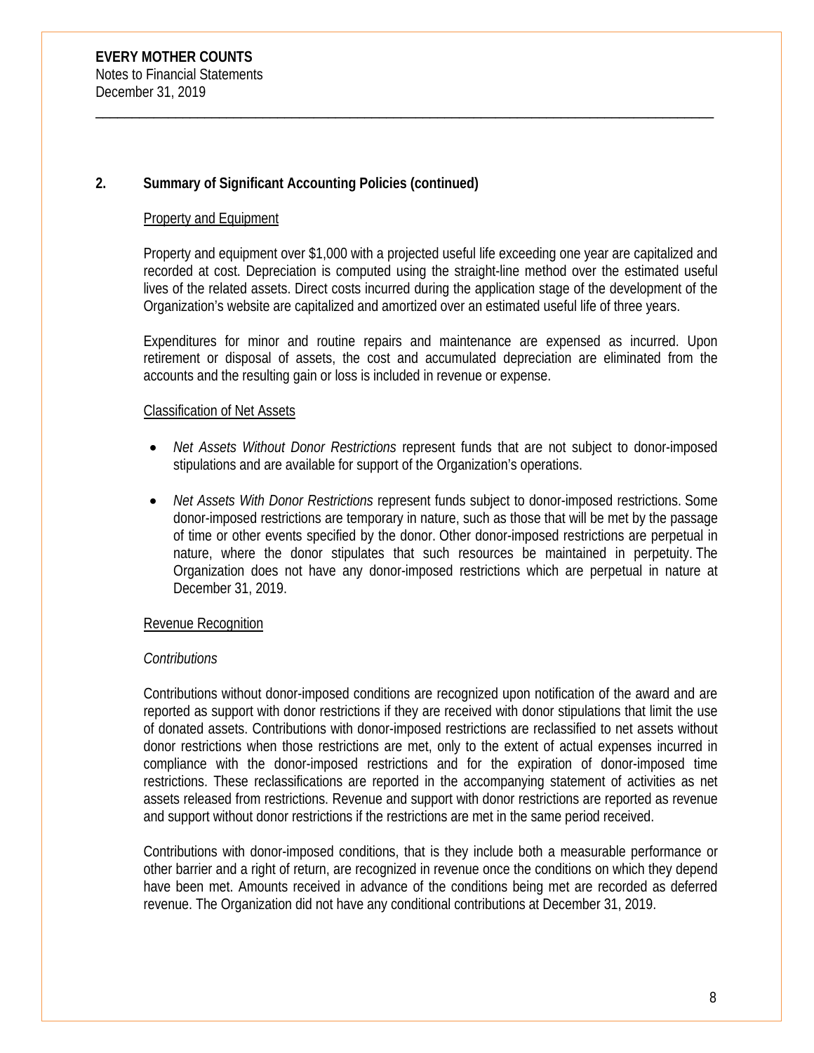## 2. Summary of Significant Accounting Policies (continued)

### Property and Equipment

Property and equipment over $1,000 with a projected useful life exceeding one year are capitalized and recorded at cost. Depreciation is computed using the straight-line method over the estimated useful lives of the related assets. Direct costs incurred during the application stage of the development of the Organization's website are capitalized and amortized over an estimated useful life of three years.

Expenditures for minor and routine repairs and maintenance are expensed as incurred. Upon retirement or disposal of assets, the cost and accumulated depreciation are eliminated from the accounts and the resulting gain or loss is included in revenue or expense.

### Classification of Net Assets

- *Net Assets Without Donor Restrictions* represent funds that are not subject to donor-imposed stipulations and are available for support of the Organization's operations.

- *Net Assets With Donor Restrictions* represent funds subject to donor-imposed restrictions. Some donor-imposed restrictions are temporary in nature, such as those that will be met by the passage of time or other events specified by the donor. Other donor-imposed restrictions are perpetual in nature, where the donor stipulates that such resources be maintained in perpetuity. The Organization does not have any donor-imposed restrictions which are perpetual in nature at December 31, 2019.

### Revenue Recognition

*Contributions*

Contributions without donor-imposed conditions are recognized upon notification of the award and are reported as support with donor restrictions if they are received with donor stipulations that limit the use of donated assets. Contributions with donor-imposed restrictions are reclassified to net assets without donor restrictions when those restrictions are met, only to the extent of actual expenses incurred in compliance with the donor-imposed restrictions and for the expiration of donor-imposed time restrictions. These reclassifications are reported in the accompanying statement of activities as net assets released from restrictions. Revenue and support with donor restrictions are reported as revenue and support without donor restrictions if the restrictions are met in the same period received.

Contributions with donor-imposed conditions, that is they include both a measurable performance or other barrier and a right of return, are recognized in revenue once the conditions on which they depend have been met. Amounts received in advance of the conditions being met are recorded as deferred revenue. The Organization did not have any conditional contributions at December 31, 2019.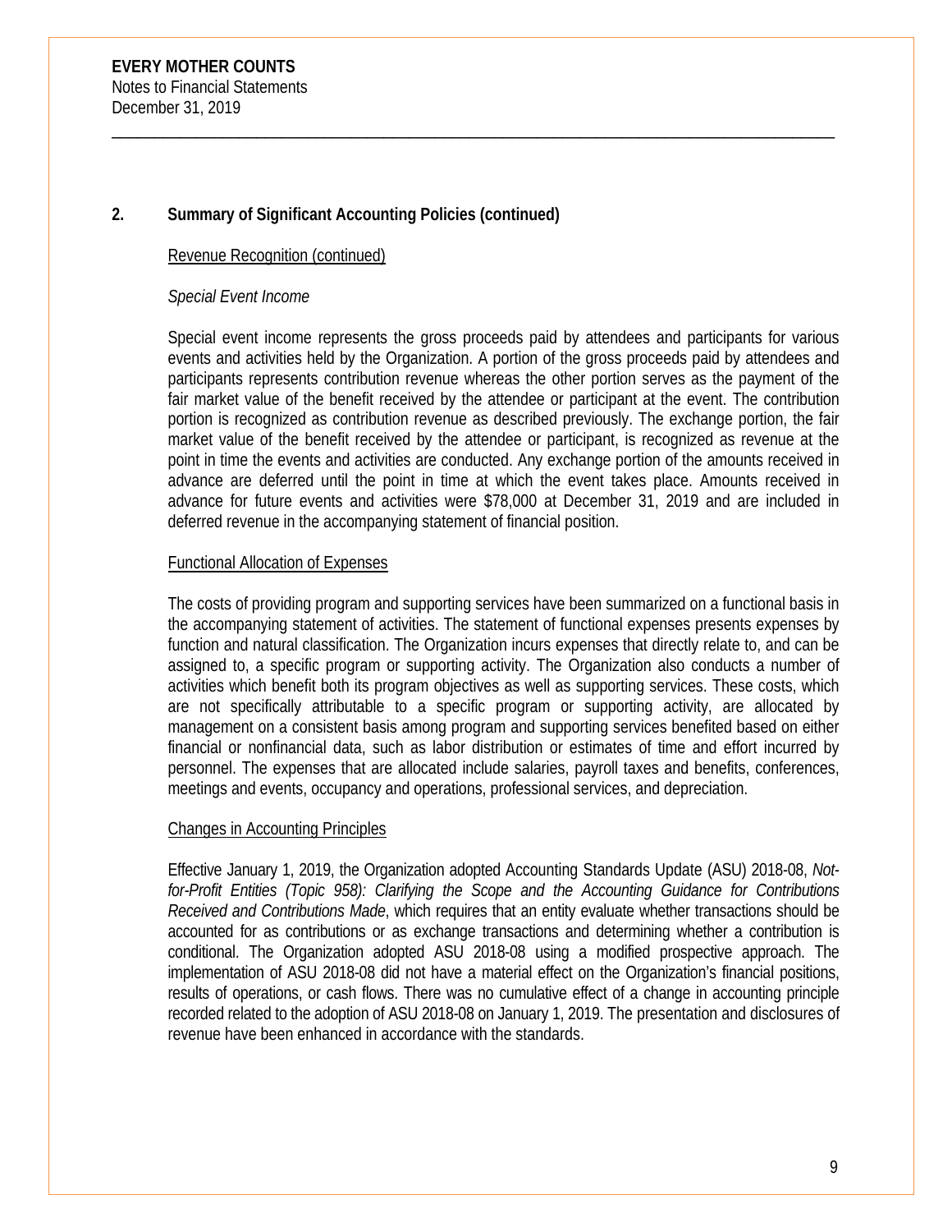## 2. Summary of Significant Accounting Policies (continued)

Revenue Recognition (continued)

*Special Event Income*

Special event income represents the gross proceeds paid by attendees and participants for various events and activities held by the Organization. A portion of the gross proceeds paid by attendees and participants represents contribution revenue whereas the other portion serves as the payment of the fair market value of the benefit received by the attendee or participant at the event. The contribution portion is recognized as contribution revenue as described previously. The exchange portion, the fair market value of the benefit received by the attendee or participant, is recognized as revenue at the point in time the events and activities are conducted. Any exchange portion of the amounts received in advance are deferred until the point in time at which the event takes place. Amounts received in advance for future events and activities were $78,000 at December 31, 2019 and are included in deferred revenue in the accompanying statement of financial position.

Functional Allocation of Expenses

The costs of providing program and supporting services have been summarized on a functional basis in the accompanying statement of activities. The statement of functional expenses presents expenses by function and natural classification. The Organization incurs expenses that directly relate to, and can be assigned to, a specific program or supporting activity. The Organization also conducts a number of activities which benefit both its program objectives as well as supporting services. These costs, which are not specifically attributable to a specific program or supporting activity, are allocated by management on a consistent basis among program and supporting services benefited based on either financial or nonfinancial data, such as labor distribution or estimates of time and effort incurred by personnel. The expenses that are allocated include salaries, payroll taxes and benefits, conferences, meetings and events, occupancy and operations, professional services, and depreciation.

Changes in Accounting Principles

Effective January 1, 2019, the Organization adopted Accounting Standards Update (ASU) 2018-08, *Not-for-Profit Entities (Topic 958): Clarifying the Scope and the Accounting Guidance for Contributions Received and Contributions Made*, which requires that an entity evaluate whether transactions should be accounted for as contributions or as exchange transactions and determining whether a contribution is conditional. The Organization adopted ASU 2018-08 using a modified prospective approach. The implementation of ASU 2018-08 did not have a material effect on the Organization's financial positions, results of operations, or cash flows. There was no cumulative effect of a change in accounting principle recorded related to the adoption of ASU 2018-08 on January 1, 2019. The presentation and disclosures of revenue have been enhanced in accordance with the standards.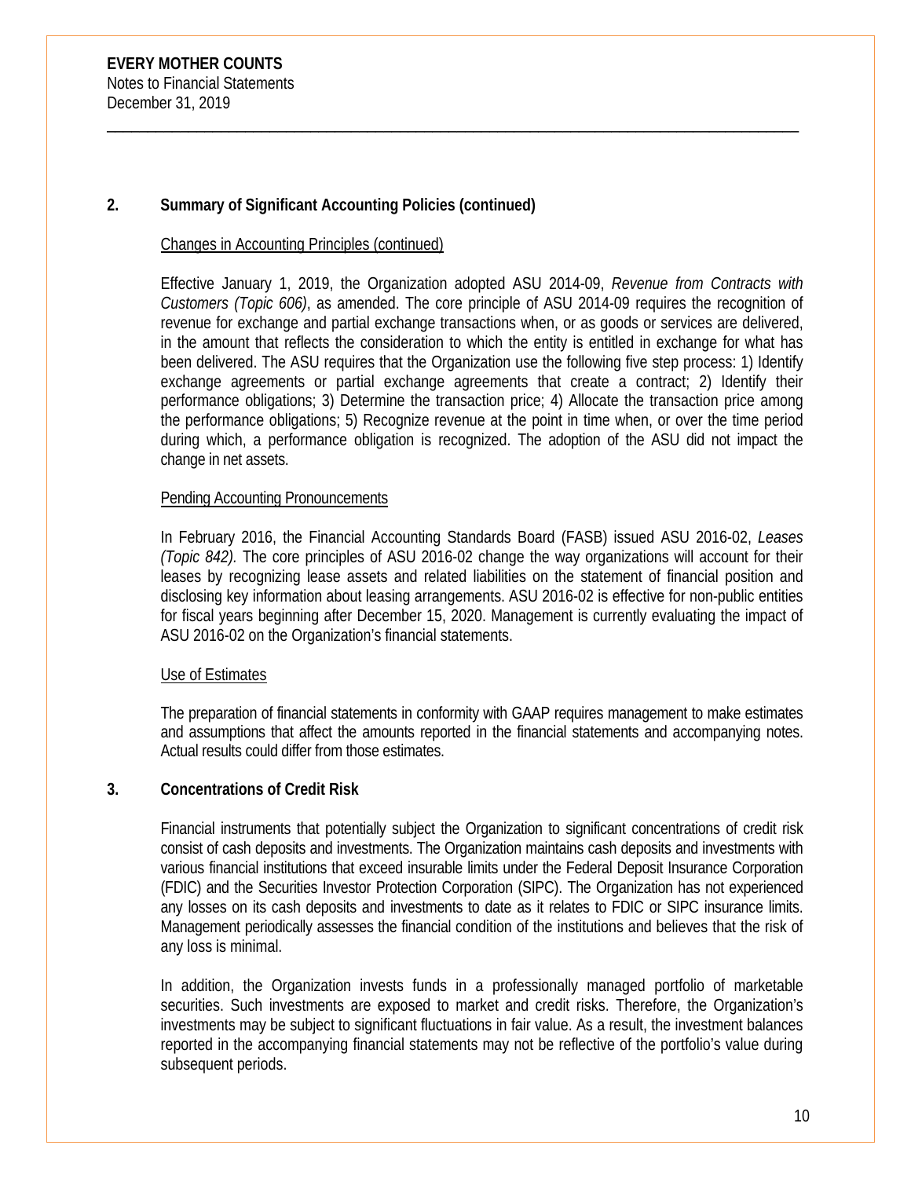## 2. Summary of Significant Accounting Policies (continued)

### Changes in Accounting Principles (continued)

Effective January 1, 2019, the Organization adopted ASU 2014-09, *Revenue from Contracts with Customers (Topic 606)*, as amended. The core principle of ASU 2014-09 requires the recognition of revenue for exchange and partial exchange transactions when, or as goods or services are delivered, in the amount that reflects the consideration to which the entity is entitled in exchange for what has been delivered. The ASU requires that the Organization use the following five step process: 1) Identify exchange agreements or partial exchange agreements that create a contract; 2) Identify their performance obligations; 3) Determine the transaction price; 4) Allocate the transaction price among the performance obligations; 5) Recognize revenue at the point in time when, or over the time period during which, a performance obligation is recognized. The adoption of the ASU did not impact the change in net assets.

### Pending Accounting Pronouncements

In February 2016, the Financial Accounting Standards Board (FASB) issued ASU 2016-02, *Leases (Topic 842).* The core principles of ASU 2016-02 change the way organizations will account for their leases by recognizing lease assets and related liabilities on the statement of financial position and disclosing key information about leasing arrangements. ASU 2016-02 is effective for non-public entities for fiscal years beginning after December 15, 2020. Management is currently evaluating the impact of ASU 2016-02 on the Organization's financial statements.

### Use of Estimates

The preparation of financial statements in conformity with GAAP requires management to make estimates and assumptions that affect the amounts reported in the financial statements and accompanying notes. Actual results could differ from those estimates.

## 3. Concentrations of Credit Risk

Financial instruments that potentially subject the Organization to significant concentrations of credit risk consist of cash deposits and investments. The Organization maintains cash deposits and investments with various financial institutions that exceed insurable limits under the Federal Deposit Insurance Corporation (FDIC) and the Securities Investor Protection Corporation (SIPC). The Organization has not experienced any losses on its cash deposits and investments to date as it relates to FDIC or SIPC insurance limits. Management periodically assesses the financial condition of the institutions and believes that the risk of any loss is minimal.

In addition, the Organization invests funds in a professionally managed portfolio of marketable securities. Such investments are exposed to market and credit risks. Therefore, the Organization's investments may be subject to significant fluctuations in fair value. As a result, the investment balances reported in the accompanying financial statements may not be reflective of the portfolio's value during subsequent periods.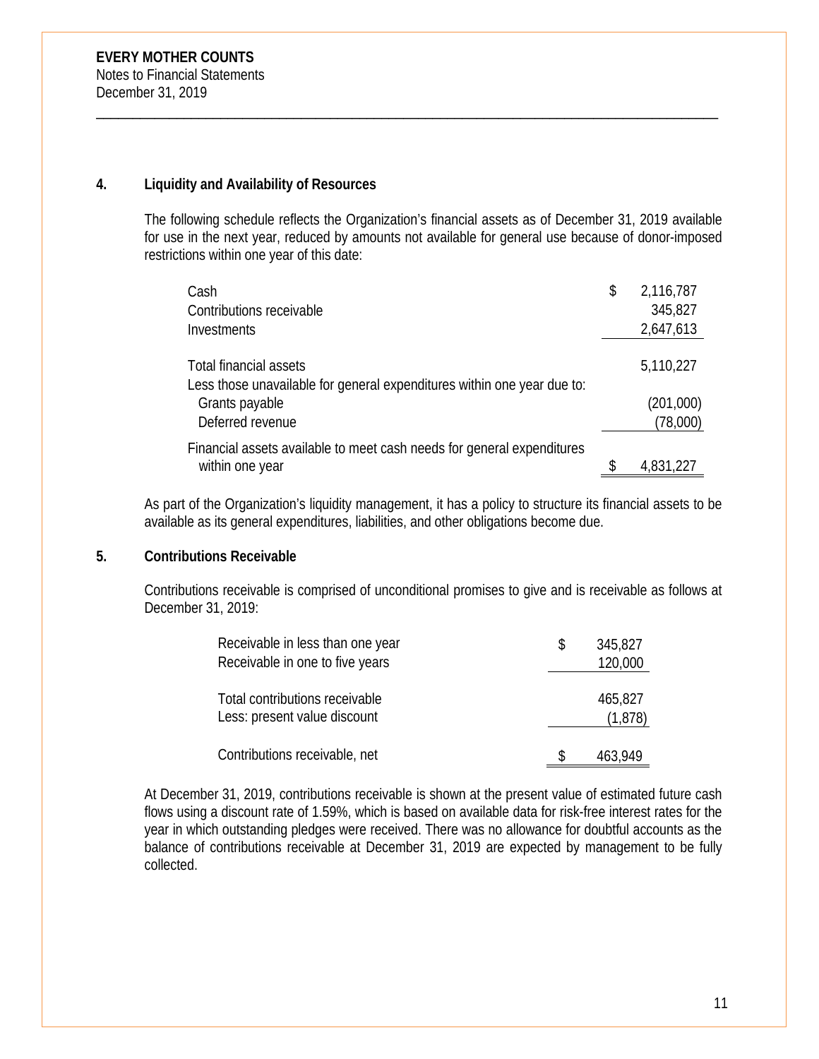**EVERY MOTHER COUNTS**
Notes to Financial Statements
December 31, 2019

## 4. Liquidity and Availability of Resources

The following schedule reflects the Organization's financial assets as of December 31, 2019 available for use in the next year, reduced by amounts not available for general use because of donor-imposed restrictions within one year of this date:

| | |
|---|---|
| Cash | $ 2,116,787 |
| Contributions receivable | 345,827 |
| Investments | 2,647,613 |
| Total financial assets | 5,110,227 |
| Less those unavailable for general expenditures within one year due to: | |
| Grants payable | (201,000) |
| Deferred revenue | (78,000) |
| Financial assets available to meet cash needs for general expenditures within one year | $ 4,831,227 |

As part of the Organization's liquidity management, it has a policy to structure its financial assets to be available as its general expenditures, liabilities, and other obligations become due.

## 5. Contributions Receivable

Contributions receivable is comprised of unconditional promises to give and is receivable as follows at December 31, 2019:

| | |
|---|---|
| Receivable in less than one year | $ 345,827 |
| Receivable in one to five years | 120,000 |
| Total contributions receivable | 465,827 |
| Less: present value discount | (1,878) |
| Contributions receivable, net | $ 463,949 |

At December 31, 2019, contributions receivable is shown at the present value of estimated future cash flows using a discount rate of 1.59%, which is based on available data for risk-free interest rates for the year in which outstanding pledges were received. There was no allowance for doubtful accounts as the balance of contributions receivable at December 31, 2019 are expected by management to be fully collected.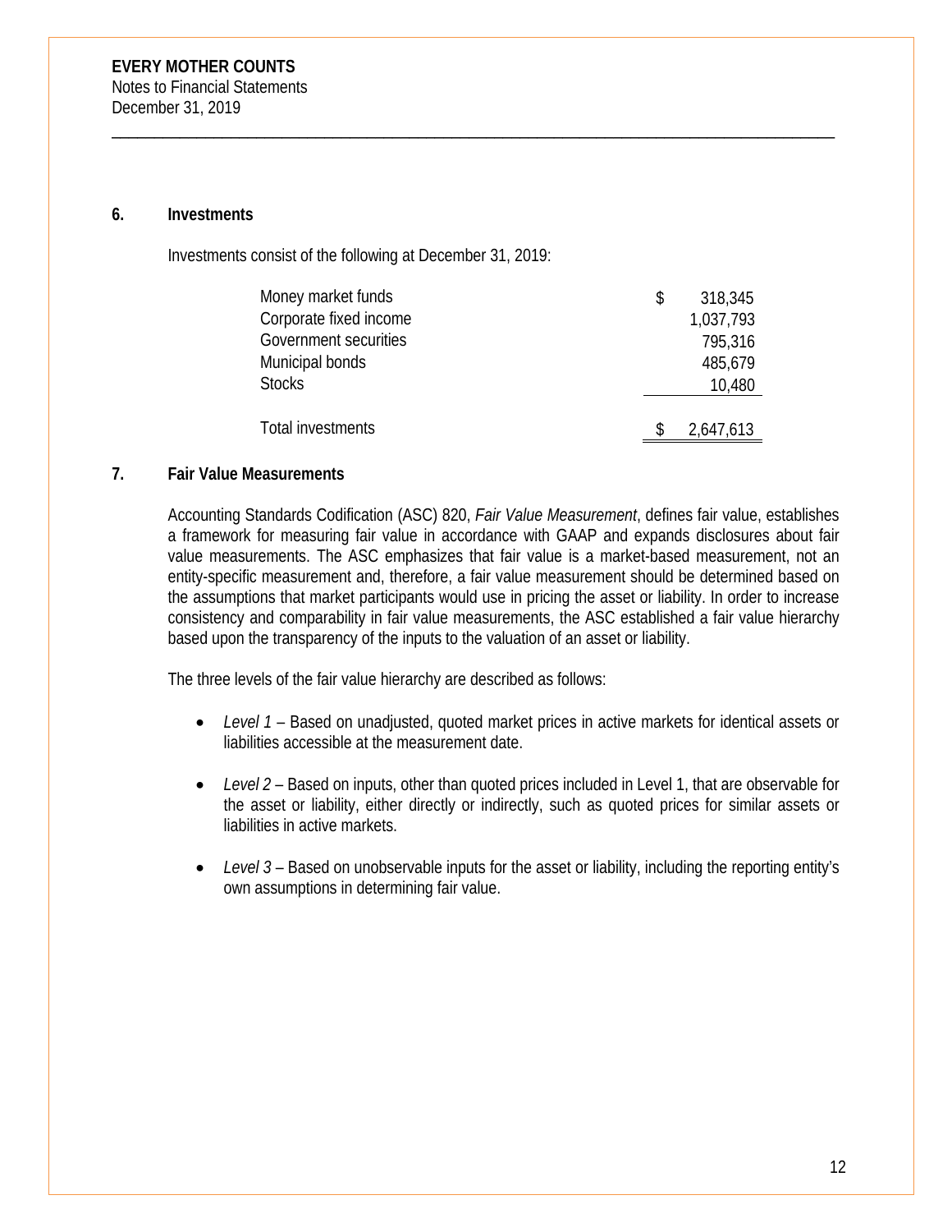## 6. Investments

Investments consist of the following at December 31, 2019:

| | |
|---|---|
| Money market funds | $ 318,345 |
| Corporate fixed income | 1,037,793 |
| Government securities | 795,316 |
| Municipal bonds | 485,679 |
| Stocks | 10,480 |
| Total investments | $ 2,647,613 |

## 7. Fair Value Measurements

Accounting Standards Codification (ASC) 820, *Fair Value Measurement*, defines fair value, establishes a framework for measuring fair value in accordance with GAAP and expands disclosures about fair value measurements. The ASC emphasizes that fair value is a market-based measurement, not an entity-specific measurement and, therefore, a fair value measurement should be determined based on the assumptions that market participants would use in pricing the asset or liability. In order to increase consistency and comparability in fair value measurements, the ASC established a fair value hierarchy based upon the transparency of the inputs to the valuation of an asset or liability.

The three levels of the fair value hierarchy are described as follows:

- *Level 1* – Based on unadjusted, quoted market prices in active markets for identical assets or liabilities accessible at the measurement date.
- *Level 2* – Based on inputs, other than quoted prices included in Level 1, that are observable for the asset or liability, either directly or indirectly, such as quoted prices for similar assets or liabilities in active markets.
- *Level 3* – Based on unobservable inputs for the asset or liability, including the reporting entity's own assumptions in determining fair value.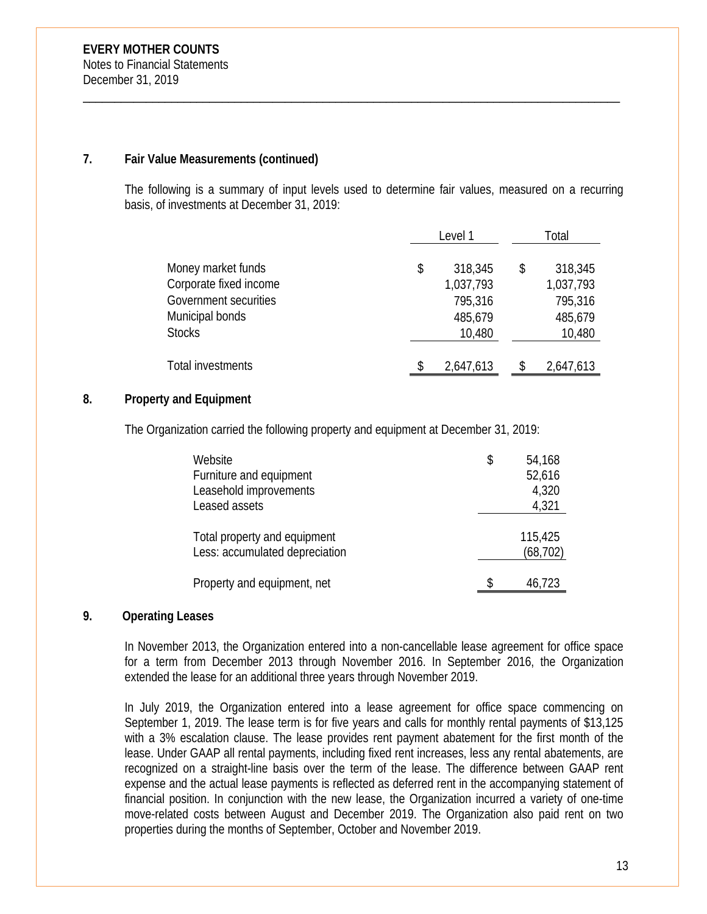**EVERY MOTHER COUNTS**
Notes to Financial Statements
December 31, 2019

## 7. Fair Value Measurements (continued)

The following is a summary of input levels used to determine fair values, measured on a recurring basis, of investments at December 31, 2019:

| | Level 1 | Total |
|---|---|---|
| Money market funds | $ 318,345 | $ 318,345 |
| Corporate fixed income | 1,037,793 | 1,037,793 |
| Government securities | 795,316 | 795,316 |
| Municipal bonds | 485,679 | 485,679 |
| Stocks | 10,480 | 10,480 |
| Total investments | $ 2,647,613 | $ 2,647,613 |

## 8. Property and Equipment

The Organization carried the following property and equipment at December 31, 2019:

| | |
|---|---|
| Website | $ 54,168 |
| Furniture and equipment | 52,616 |
| Leasehold improvements | 4,320 |
| Leased assets | 4,321 |
| Total property and equipment | 115,425 |
| Less: accumulated depreciation | (68,702) |
| Property and equipment, net | $ 46,723 |

## 9. Operating Leases

In November 2013, the Organization entered into a non-cancellable lease agreement for office space for a term from December 2013 through November 2016. In September 2016, the Organization extended the lease for an additional three years through November 2019.

In July 2019, the Organization entered into a lease agreement for office space commencing on September 1, 2019. The lease term is for five years and calls for monthly rental payments of $13,125 with a 3% escalation clause. The lease provides rent payment abatement for the first month of the lease. Under GAAP all rental payments, including fixed rent increases, less any rental abatements, are recognized on a straight-line basis over the term of the lease. The difference between GAAP rent expense and the actual lease payments is reflected as deferred rent in the accompanying statement of financial position. In conjunction with the new lease, the Organization incurred a variety of one-time move-related costs between August and December 2019. The Organization also paid rent on two properties during the months of September, October and November 2019.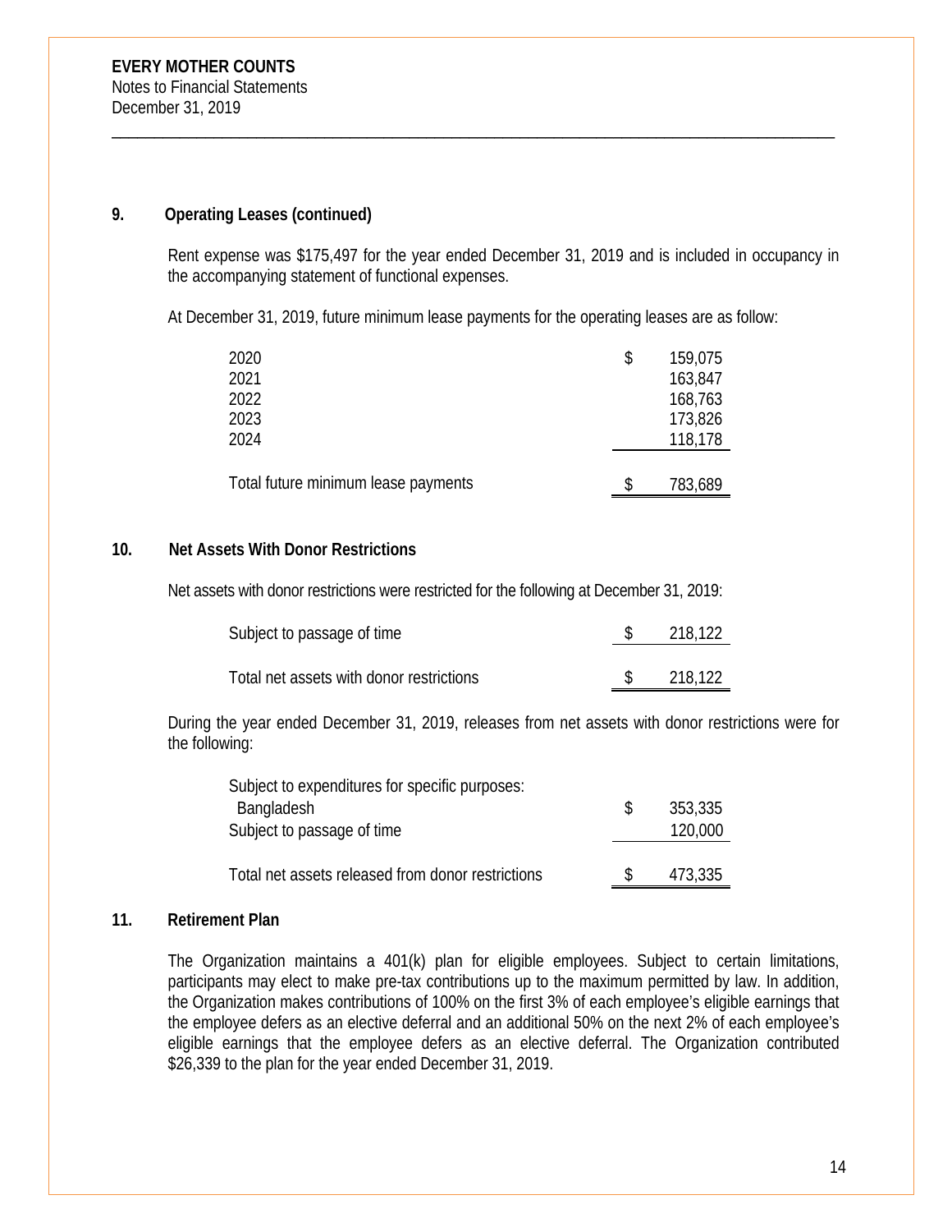**EVERY MOTHER COUNTS**
Notes to Financial Statements
December 31, 2019

## 9. Operating Leases (continued)

Rent expense was $175,497 for the year ended December 31, 2019 and is included in occupancy in the accompanying statement of functional expenses.

At December 31, 2019, future minimum lease payments for the operating leases are as follow:

| | |
|---|---|
| 2020 | $ 159,075 |
| 2021 | 163,847 |
| 2022 | 168,763 |
| 2023 | 173,826 |
| 2024 | 118,178 |
| Total future minimum lease payments | $ 783,689 |

## 10. Net Assets With Donor Restrictions

Net assets with donor restrictions were restricted for the following at December 31, 2019:

| | |
|---|---|
| Subject to passage of time | $ 218,122 |
| Total net assets with donor restrictions | $ 218,122 |

During the year ended December 31, 2019, releases from net assets with donor restrictions were for the following:

| | |
|---|---|
| Subject to expenditures for specific purposes: | |
| Bangladesh | $ 353,335 |
| Subject to passage of time | 120,000 |
| Total net assets released from donor restrictions | $ 473,335 |

## 11. Retirement Plan

The Organization maintains a 401(k) plan for eligible employees. Subject to certain limitations, participants may elect to make pre-tax contributions up to the maximum permitted by law. In addition, the Organization makes contributions of 100% on the first 3% of each employee's eligible earnings that the employee defers as an elective deferral and an additional 50% on the next 2% of each employee's eligible earnings that the employee defers as an elective deferral. The Organization contributed $26,339 to the plan for the year ended December 31, 2019.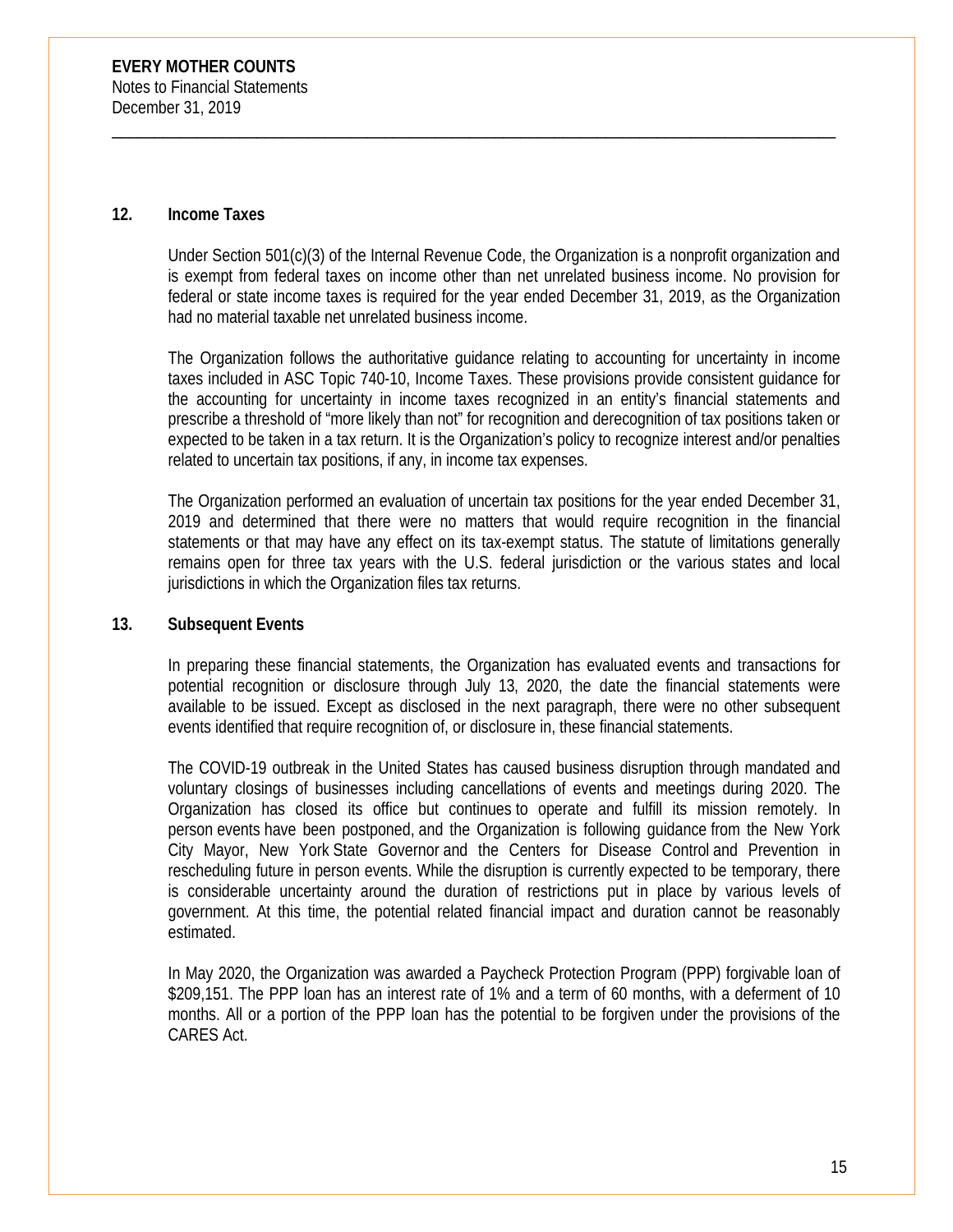## 12. Income Taxes

Under Section 501(c)(3) of the Internal Revenue Code, the Organization is a nonprofit organization and is exempt from federal taxes on income other than net unrelated business income. No provision for federal or state income taxes is required for the year ended December 31, 2019, as the Organization had no material taxable net unrelated business income.

The Organization follows the authoritative guidance relating to accounting for uncertainty in income taxes included in ASC Topic 740-10, Income Taxes. These provisions provide consistent guidance for the accounting for uncertainty in income taxes recognized in an entity's financial statements and prescribe a threshold of "more likely than not" for recognition and derecognition of tax positions taken or expected to be taken in a tax return. It is the Organization's policy to recognize interest and/or penalties related to uncertain tax positions, if any, in income tax expenses.

The Organization performed an evaluation of uncertain tax positions for the year ended December 31, 2019 and determined that there were no matters that would require recognition in the financial statements or that may have any effect on its tax-exempt status. The statute of limitations generally remains open for three tax years with the U.S. federal jurisdiction or the various states and local jurisdictions in which the Organization files tax returns.

## 13. Subsequent Events

In preparing these financial statements, the Organization has evaluated events and transactions for potential recognition or disclosure through July 13, 2020, the date the financial statements were available to be issued. Except as disclosed in the next paragraph, there were no other subsequent events identified that require recognition of, or disclosure in, these financial statements.

The COVID-19 outbreak in the United States has caused business disruption through mandated and voluntary closings of businesses including cancellations of events and meetings during 2020. The Organization has closed its office but continues to operate and fulfill its mission remotely. In person events have been postponed, and the Organization is following guidance from the New York City Mayor, New York State Governor and the Centers for Disease Control and Prevention in rescheduling future in person events. While the disruption is currently expected to be temporary, there is considerable uncertainty around the duration of restrictions put in place by various levels of government. At this time, the potential related financial impact and duration cannot be reasonably estimated.

In May 2020, the Organization was awarded a Paycheck Protection Program (PPP) forgivable loan of $209,151. The PPP loan has an interest rate of 1% and a term of 60 months, with a deferment of 10 months. All or a portion of the PPP loan has the potential to be forgiven under the provisions of the CARES Act.